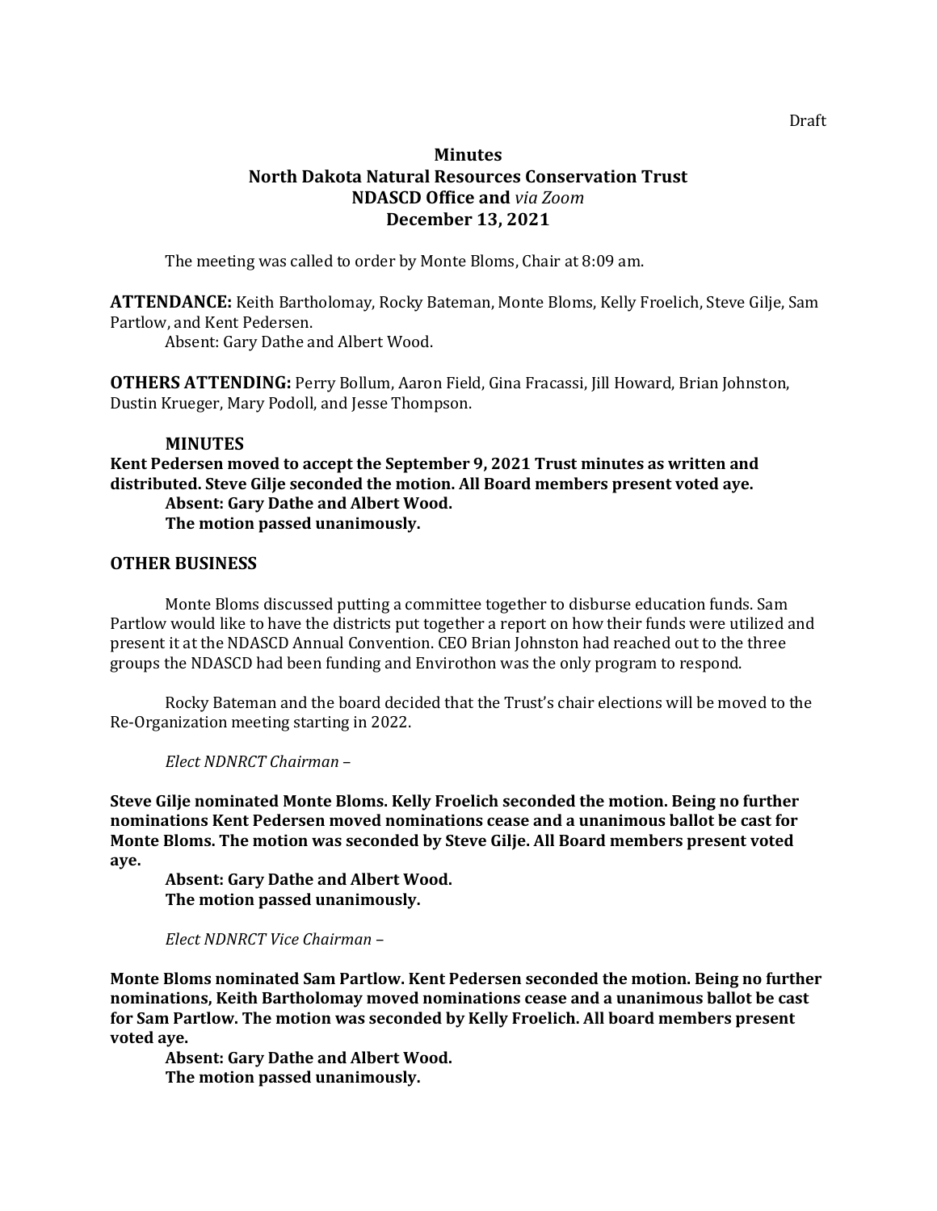Draft

# Minutes
# North Dakota Natural Resources Conservation Trust
# NDASCD Office and *via Zoom*
# December 13, 2021

The meeting was called to order by Monte Bloms, Chair at 8:09 am.

**ATTENDANCE:** Keith Bartholomay, Rocky Bateman, Monte Bloms, Kelly Froelich, Steve Gilje, Sam Partlow, and Kent Pedersen.

Absent: Gary Dathe and Albert Wood.

**OTHERS ATTENDING:** Perry Bollum, Aaron Field, Gina Fracassi, Jill Howard, Brian Johnston, Dustin Krueger, Mary Podoll, and Jesse Thompson.

### MINUTES

**Kent Pedersen moved to accept the September 9, 2021 Trust minutes as written and distributed. Steve Gilje seconded the motion. All Board members present voted aye.**

**Absent: Gary Dathe and Albert Wood.**

**The motion passed unanimously.**

## OTHER BUSINESS

Monte Bloms discussed putting a committee together to disburse education funds. Sam Partlow would like to have the districts put together a report on how their funds were utilized and present it at the NDASCD Annual Convention. CEO Brian Johnston had reached out to the three groups the NDASCD had been funding and Envirothon was the only program to respond.

Rocky Bateman and the board decided that the Trust's chair elections will be moved to the Re-Organization meeting starting in 2022.

*Elect NDNRCT Chairman –*

**Steve Gilje nominated Monte Bloms. Kelly Froelich seconded the motion. Being no further nominations Kent Pedersen moved nominations cease and a unanimous ballot be cast for Monte Bloms. The motion was seconded by Steve Gilje. All Board members present voted aye.**

**Absent: Gary Dathe and Albert Wood.**

**The motion passed unanimously.**

*Elect NDNRCT Vice Chairman –*

**Monte Bloms nominated Sam Partlow. Kent Pedersen seconded the motion. Being no further nominations, Keith Bartholomay moved nominations cease and a unanimous ballot be cast for Sam Partlow. The motion was seconded by Kelly Froelich. All board members present voted aye.**

**Absent: Gary Dathe and Albert Wood.**

**The motion passed unanimously.**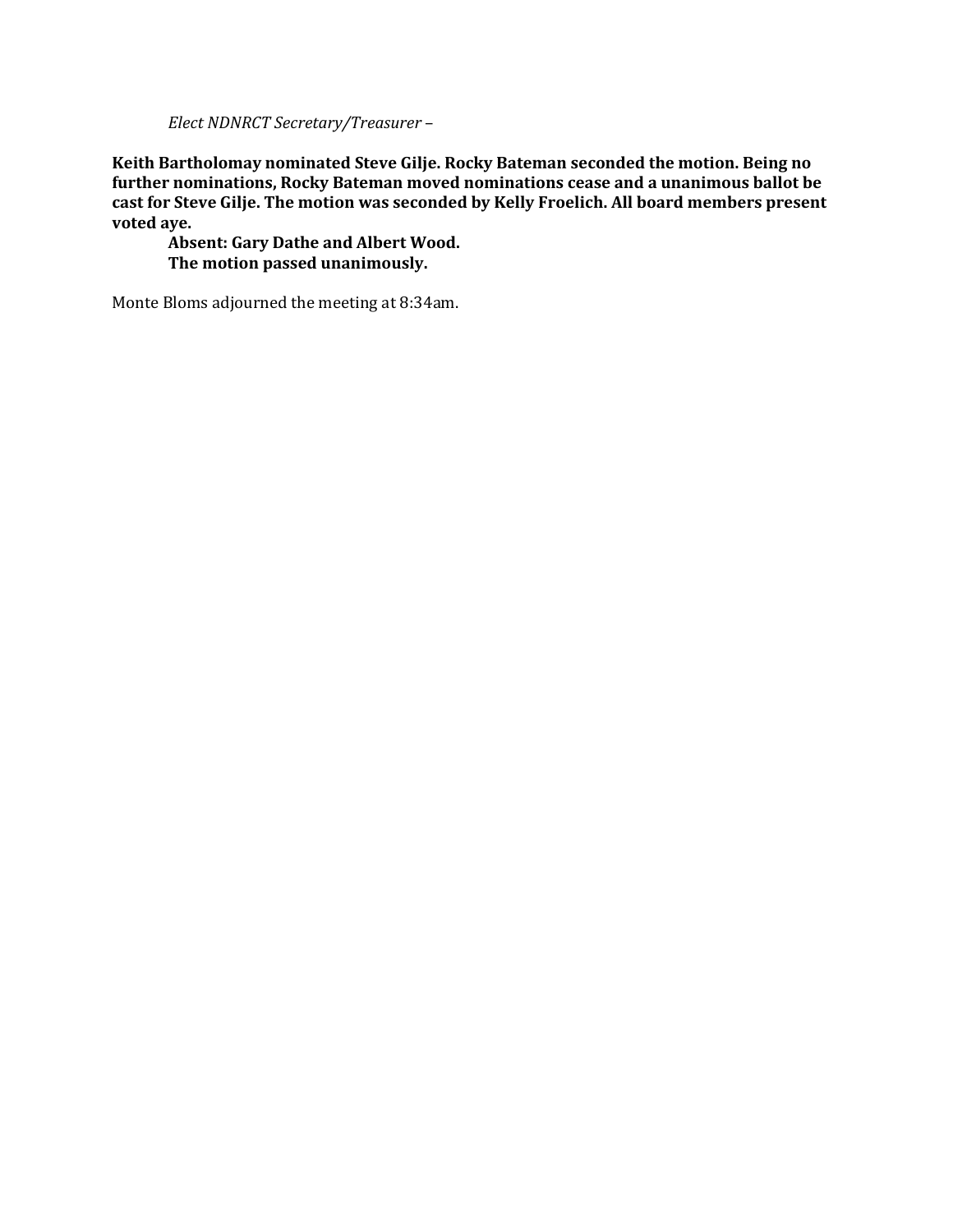*Elect NDNRCT Secretary/Treasurer –*

**Keith Bartholomay nominated Steve Gilje. Rocky Bateman seconded the motion. Being no further nominations, Rocky Bateman moved nominations cease and a unanimous ballot be cast for Steve Gilje. The motion was seconded by Kelly Froelich. All board members present voted aye.**

**Absent: Gary Dathe and Albert Wood.**
**The motion passed unanimously.**

Monte Bloms adjourned the meeting at 8:34am.